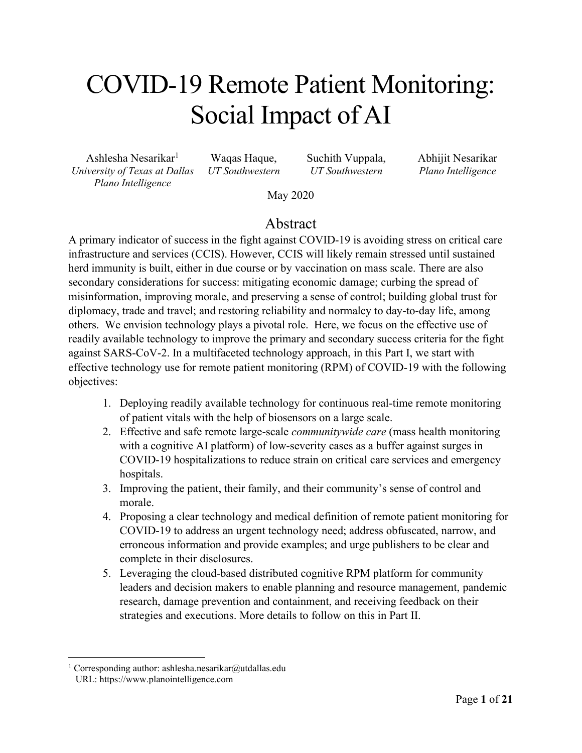# COVID-19 Remote Patient Monitoring: Social Impact of AI

Ashlesha Nesarikar[1]
*University of Texas at Dallas*
*Plano Intelligence*

Waqas Haque,
*UT Southwestern*

Suchith Vuppala,
*UT Southwestern*

Abhijit Nesarikar
*Plano Intelligence*

May 2020

## Abstract

A primary indicator of success in the fight against COVID-19 is avoiding stress on critical care infrastructure and services (CCIS). However, CCIS will likely remain stressed until sustained herd immunity is built, either in due course or by vaccination on mass scale. There are also secondary considerations for success: mitigating economic damage; curbing the spread of misinformation, improving morale, and preserving a sense of control; building global trust for diplomacy, trade and travel; and restoring reliability and normalcy to day-to-day life, among others. We envision technology plays a pivotal role. Here, we focus on the effective use of readily available technology to improve the primary and secondary success criteria for the fight against SARS-CoV-2. In a multifaceted technology approach, in this Part I, we start with effective technology use for remote patient monitoring (RPM) of COVID-19 with the following objectives:

1. Deploying readily available technology for continuous real-time remote monitoring of patient vitals with the help of biosensors on a large scale.
2. Effective and safe remote large-scale *communitywide care* (mass health monitoring with a cognitive AI platform) of low-severity cases as a buffer against surges in COVID-19 hospitalizations to reduce strain on critical care services and emergency hospitals.
3. Improving the patient, their family, and their community's sense of control and morale.
4. Proposing a clear technology and medical definition of remote patient monitoring for COVID-19 to address an urgent technology need; address obfuscated, narrow, and erroneous information and provide examples; and urge publishers to be clear and complete in their disclosures.
5. Leveraging the cloud-based distributed cognitive RPM platform for community leaders and decision makers to enable planning and resource management, pandemic research, damage prevention and containment, and receiving feedback on their strategies and executions. More details to follow on this in Part II.

---

[1] Corresponding author: ashlesha.nesarikar@utdallas.edu
URL: https://www.planointelligence.com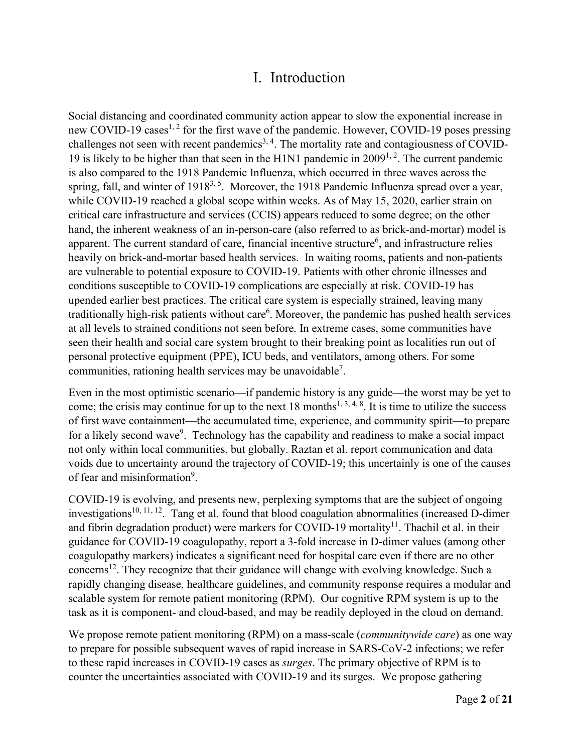# I. Introduction

Social distancing and coordinated community action appear to slow the exponential increase in new COVID-19 cases[1, 2] for the first wave of the pandemic. However, COVID-19 poses pressing challenges not seen with recent pandemics[3, 4]. The mortality rate and contagiousness of COVID-19 is likely to be higher than that seen in the H1N1 pandemic in 2009[1, 2]. The current pandemic is also compared to the 1918 Pandemic Influenza, which occurred in three waves across the spring, fall, and winter of 1918[3, 5]. Moreover, the 1918 Pandemic Influenza spread over a year, while COVID-19 reached a global scope within weeks. As of May 15, 2020, earlier strain on critical care infrastructure and services (CCIS) appears reduced to some degree; on the other hand, the inherent weakness of an in-person-care (also referred to as brick-and-mortar) model is apparent. The current standard of care, financial incentive structure[6], and infrastructure relies heavily on brick-and-mortar based health services. In waiting rooms, patients and non-patients are vulnerable to potential exposure to COVID-19. Patients with other chronic illnesses and conditions susceptible to COVID-19 complications are especially at risk. COVID-19 has upended earlier best practices. The critical care system is especially strained, leaving many traditionally high-risk patients without care[6]. Moreover, the pandemic has pushed health services at all levels to strained conditions not seen before. In extreme cases, some communities have seen their health and social care system brought to their breaking point as localities run out of personal protective equipment (PPE), ICU beds, and ventilators, among others. For some communities, rationing health services may be unavoidable[7].

Even in the most optimistic scenario—if pandemic history is any guide—the worst may be yet to come; the crisis may continue for up to the next 18 months[1, 3, 4, 8]. It is time to utilize the success of first wave containment—the accumulated time, experience, and community spirit—to prepare for a likely second wave[9]. Technology has the capability and readiness to make a social impact not only within local communities, but globally. Raztan et al. report communication and data voids due to uncertainty around the trajectory of COVID-19; this uncertainly is one of the causes of fear and misinformation[9].

COVID-19 is evolving, and presents new, perplexing symptoms that are the subject of ongoing investigations[10, 11, 12]. Tang et al. found that blood coagulation abnormalities (increased D-dimer and fibrin degradation product) were markers for COVID-19 mortality[11]. Thachil et al. in their guidance for COVID-19 coagulopathy, report a 3-fold increase in D-dimer values (among other coagulopathy markers) indicates a significant need for hospital care even if there are no other concerns[12]. They recognize that their guidance will change with evolving knowledge. Such a rapidly changing disease, healthcare guidelines, and community response requires a modular and scalable system for remote patient monitoring (RPM). Our cognitive RPM system is up to the task as it is component- and cloud-based, and may be readily deployed in the cloud on demand.

We propose remote patient monitoring (RPM) on a mass-scale (*communitywide care*) as one way to prepare for possible subsequent waves of rapid increase in SARS-CoV-2 infections; we refer to these rapid increases in COVID-19 cases as *surges*. The primary objective of RPM is to counter the uncertainties associated with COVID-19 and its surges. We propose gathering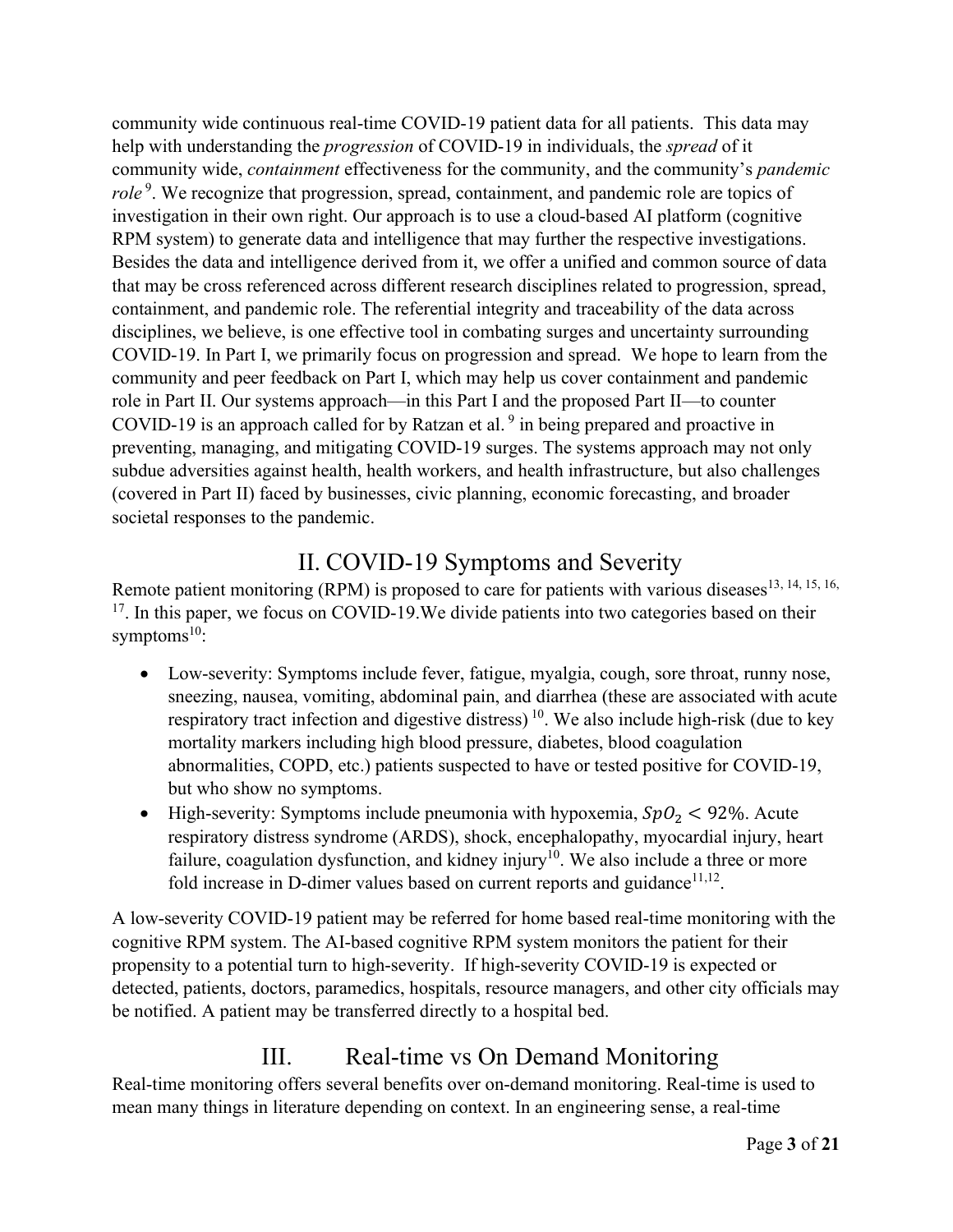community wide continuous real-time COVID-19 patient data for all patients. This data may help with understanding the *progression* of COVID-19 in individuals, the *spread* of it community wide, *containment* effectiveness for the community, and the community's *pandemic role* [9]. We recognize that progression, spread, containment, and pandemic role are topics of investigation in their own right. Our approach is to use a cloud-based AI platform (cognitive RPM system) to generate data and intelligence that may further the respective investigations. Besides the data and intelligence derived from it, we offer a unified and common source of data that may be cross referenced across different research disciplines related to progression, spread, containment, and pandemic role. The referential integrity and traceability of the data across disciplines, we believe, is one effective tool in combating surges and uncertainty surrounding COVID-19. In Part I, we primarily focus on progression and spread. We hope to learn from the community and peer feedback on Part I, which may help us cover containment and pandemic role in Part II. Our systems approach—in this Part I and the proposed Part II—to counter COVID-19 is an approach called for by Ratzan et al. [9] in being prepared and proactive in preventing, managing, and mitigating COVID-19 surges. The systems approach may not only subdue adversities against health, health workers, and health infrastructure, but also challenges (covered in Part II) faced by businesses, civic planning, economic forecasting, and broader societal responses to the pandemic.

# II. COVID-19 Symptoms and Severity

Remote patient monitoring (RPM) is proposed to care for patients with various diseases[13, 14, 15, 16, 17]. In this paper, we focus on COVID-19.We divide patients into two categories based on their symptoms[10]:

- Low-severity: Symptoms include fever, fatigue, myalgia, cough, sore throat, runny nose, sneezing, nausea, vomiting, abdominal pain, and diarrhea (these are associated with acute respiratory tract infection and digestive distress) [10]. We also include high-risk (due to key mortality markers including high blood pressure, diabetes, blood coagulation abnormalities, COPD, etc.) patients suspected to have or tested positive for COVID-19, but who show no symptoms.
- High-severity: Symptoms include pneumonia with hypoxemia, $SpO_2 < 92\%$. Acute respiratory distress syndrome (ARDS), shock, encephalopathy, myocardial injury, heart failure, coagulation dysfunction, and kidney injury[10]. We also include a three or more fold increase in D-dimer values based on current reports and guidance[11,12].

A low-severity COVID-19 patient may be referred for home based real-time monitoring with the cognitive RPM system. The AI-based cognitive RPM system monitors the patient for their propensity to a potential turn to high-severity. If high-severity COVID-19 is expected or detected, patients, doctors, paramedics, hospitals, resource managers, and other city officials may be notified. A patient may be transferred directly to a hospital bed.

# III. Real-time vs On Demand Monitoring

Real-time monitoring offers several benefits over on-demand monitoring. Real-time is used to mean many things in literature depending on context. In an engineering sense, a real-time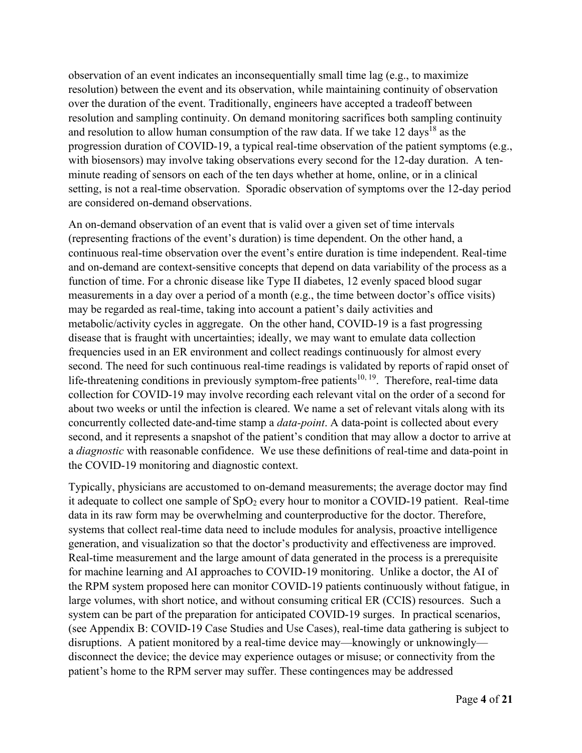observation of an event indicates an inconsequentially small time lag (e.g., to maximize resolution) between the event and its observation, while maintaining continuity of observation over the duration of the event. Traditionally, engineers have accepted a tradeoff between resolution and sampling continuity. On demand monitoring sacrifices both sampling continuity and resolution to allow human consumption of the raw data. If we take 12 days[18] as the progression duration of COVID-19, a typical real-time observation of the patient symptoms (e.g., with biosensors) may involve taking observations every second for the 12-day duration. A ten-minute reading of sensors on each of the ten days whether at home, online, or in a clinical setting, is not a real-time observation. Sporadic observation of symptoms over the 12-day period are considered on-demand observations.

An on-demand observation of an event that is valid over a given set of time intervals (representing fractions of the event's duration) is time dependent. On the other hand, a continuous real-time observation over the event's entire duration is time independent. Real-time and on-demand are context-sensitive concepts that depend on data variability of the process as a function of time. For a chronic disease like Type II diabetes, 12 evenly spaced blood sugar measurements in a day over a period of a month (e.g., the time between doctor's office visits) may be regarded as real-time, taking into account a patient's daily activities and metabolic/activity cycles in aggregate. On the other hand, COVID-19 is a fast progressing disease that is fraught with uncertainties; ideally, we may want to emulate data collection frequencies used in an ER environment and collect readings continuously for almost every second. The need for such continuous real-time readings is validated by reports of rapid onset of life-threatening conditions in previously symptom-free patients[10, 19]. Therefore, real-time data collection for COVID-19 may involve recording each relevant vital on the order of a second for about two weeks or until the infection is cleared. We name a set of relevant vitals along with its concurrently collected date-and-time stamp a *data-point*. A data-point is collected about every second, and it represents a snapshot of the patient's condition that may allow a doctor to arrive at a *diagnostic* with reasonable confidence. We use these definitions of real-time and data-point in the COVID-19 monitoring and diagnostic context.

Typically, physicians are accustomed to on-demand measurements; the average doctor may find it adequate to collect one sample of $SpO_2$ every hour to monitor a COVID-19 patient. Real-time data in its raw form may be overwhelming and counterproductive for the doctor. Therefore, systems that collect real-time data need to include modules for analysis, proactive intelligence generation, and visualization so that the doctor's productivity and effectiveness are improved. Real-time measurement and the large amount of data generated in the process is a prerequisite for machine learning and AI approaches to COVID-19 monitoring. Unlike a doctor, the AI of the RPM system proposed here can monitor COVID-19 patients continuously without fatigue, in large volumes, with short notice, and without consuming critical ER (CCIS) resources. Such a system can be part of the preparation for anticipated COVID-19 surges. In practical scenarios, (see Appendix B: COVID-19 Case Studies and Use Cases), real-time data gathering is subject to disruptions. A patient monitored by a real-time device may—knowingly or unknowingly—disconnect the device; the device may experience outages or misuse; or connectivity from the patient's home to the RPM server may suffer. These contingences may be addressed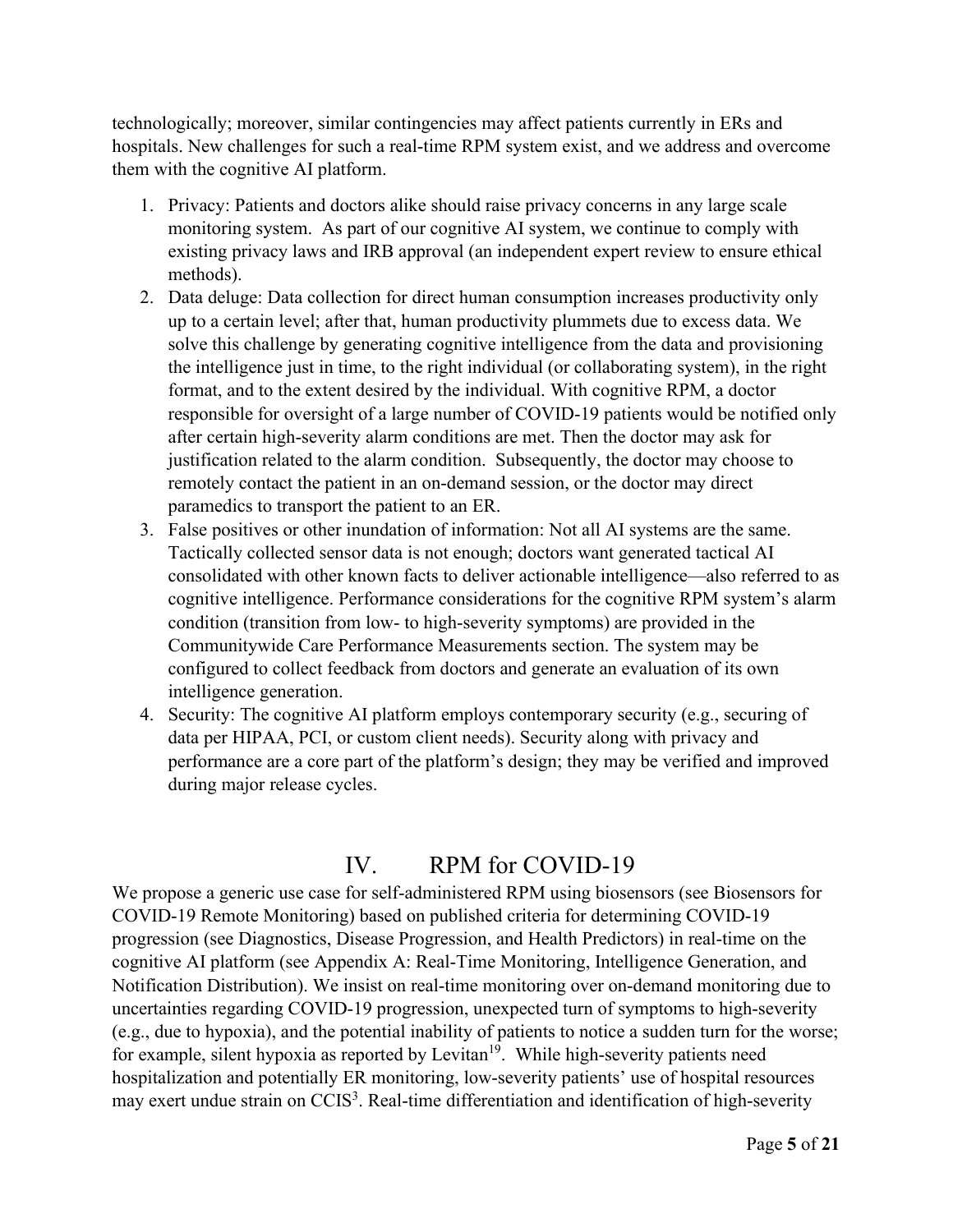technologically; moreover, similar contingencies may affect patients currently in ERs and hospitals. New challenges for such a real-time RPM system exist, and we address and overcome them with the cognitive AI platform.

1. Privacy: Patients and doctors alike should raise privacy concerns in any large scale monitoring system. As part of our cognitive AI system, we continue to comply with existing privacy laws and IRB approval (an independent expert review to ensure ethical methods).
2. Data deluge: Data collection for direct human consumption increases productivity only up to a certain level; after that, human productivity plummets due to excess data. We solve this challenge by generating cognitive intelligence from the data and provisioning the intelligence just in time, to the right individual (or collaborating system), in the right format, and to the extent desired by the individual. With cognitive RPM, a doctor responsible for oversight of a large number of COVID-19 patients would be notified only after certain high-severity alarm conditions are met. Then the doctor may ask for justification related to the alarm condition. Subsequently, the doctor may choose to remotely contact the patient in an on-demand session, or the doctor may direct paramedics to transport the patient to an ER.
3. False positives or other inundation of information: Not all AI systems are the same. Tactically collected sensor data is not enough; doctors want generated tactical AI consolidated with other known facts to deliver actionable intelligence—also referred to as cognitive intelligence. Performance considerations for the cognitive RPM system's alarm condition (transition from low- to high-severity symptoms) are provided in the Communitywide Care Performance Measurements section. The system may be configured to collect feedback from doctors and generate an evaluation of its own intelligence generation.
4. Security: The cognitive AI platform employs contemporary security (e.g., securing of data per HIPAA, PCI, or custom client needs). Security along with privacy and performance are a core part of the platform's design; they may be verified and improved during major release cycles.

## IV. RPM for COVID-19

We propose a generic use case for self-administered RPM using biosensors (see Biosensors for COVID-19 Remote Monitoring) based on published criteria for determining COVID-19 progression (see Diagnostics, Disease Progression, and Health Predictors) in real-time on the cognitive AI platform (see Appendix A: Real-Time Monitoring, Intelligence Generation, and Notification Distribution). We insist on real-time monitoring over on-demand monitoring due to uncertainties regarding COVID-19 progression, unexpected turn of symptoms to high-severity (e.g., due to hypoxia), and the potential inability of patients to notice a sudden turn for the worse; for example, silent hypoxia as reported by Levitan[19]. While high-severity patients need hospitalization and potentially ER monitoring, low-severity patients' use of hospital resources may exert undue strain on CCIS[3]. Real-time differentiation and identification of high-severity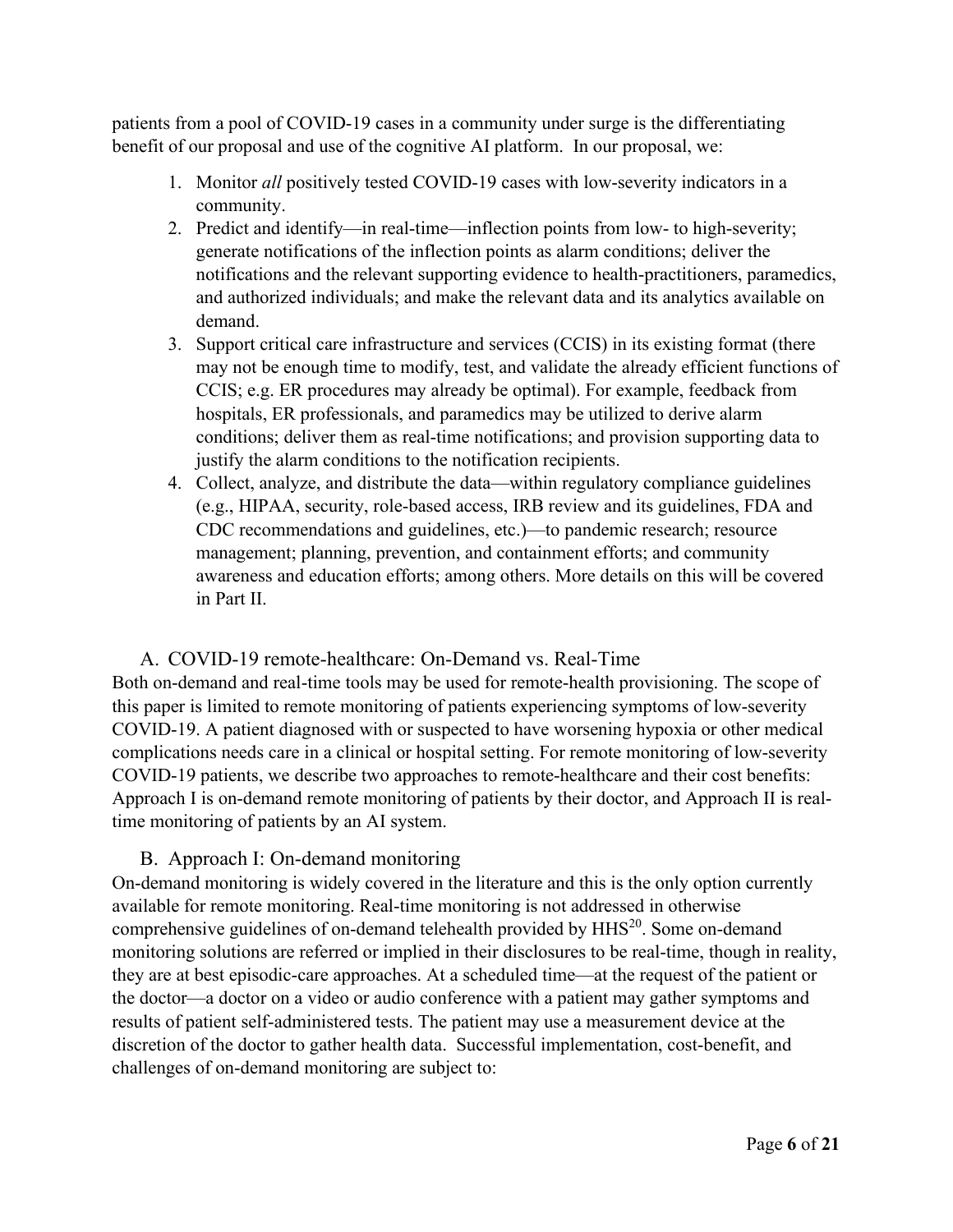patients from a pool of COVID-19 cases in a community under surge is the differentiating benefit of our proposal and use of the cognitive AI platform. In our proposal, we:

1. Monitor *all* positively tested COVID-19 cases with low-severity indicators in a community.
2. Predict and identify—in real-time—inflection points from low- to high-severity; generate notifications of the inflection points as alarm conditions; deliver the notifications and the relevant supporting evidence to health-practitioners, paramedics, and authorized individuals; and make the relevant data and its analytics available on demand.
3. Support critical care infrastructure and services (CCIS) in its existing format (there may not be enough time to modify, test, and validate the already efficient functions of CCIS; e.g. ER procedures may already be optimal). For example, feedback from hospitals, ER professionals, and paramedics may be utilized to derive alarm conditions; deliver them as real-time notifications; and provision supporting data to justify the alarm conditions to the notification recipients.
4. Collect, analyze, and distribute the data—within regulatory compliance guidelines (e.g., HIPAA, security, role-based access, IRB review and its guidelines, FDA and CDC recommendations and guidelines, etc.)—to pandemic research; resource management; planning, prevention, and containment efforts; and community awareness and education efforts; among others. More details on this will be covered in Part II.

## A. COVID-19 remote-healthcare: On-Demand vs. Real-Time

Both on-demand and real-time tools may be used for remote-health provisioning. The scope of this paper is limited to remote monitoring of patients experiencing symptoms of low-severity COVID-19. A patient diagnosed with or suspected to have worsening hypoxia or other medical complications needs care in a clinical or hospital setting. For remote monitoring of low-severity COVID-19 patients, we describe two approaches to remote-healthcare and their cost benefits: Approach I is on-demand remote monitoring of patients by their doctor, and Approach II is real-time monitoring of patients by an AI system.

## B. Approach I: On-demand monitoring

On-demand monitoring is widely covered in the literature and this is the only option currently available for remote monitoring. Real-time monitoring is not addressed in otherwise comprehensive guidelines of on-demand telehealth provided by HHS[20]. Some on-demand monitoring solutions are referred or implied in their disclosures to be real-time, though in reality, they are at best episodic-care approaches. At a scheduled time—at the request of the patient or the doctor—a doctor on a video or audio conference with a patient may gather symptoms and results of patient self-administered tests. The patient may use a measurement device at the discretion of the doctor to gather health data. Successful implementation, cost-benefit, and challenges of on-demand monitoring are subject to: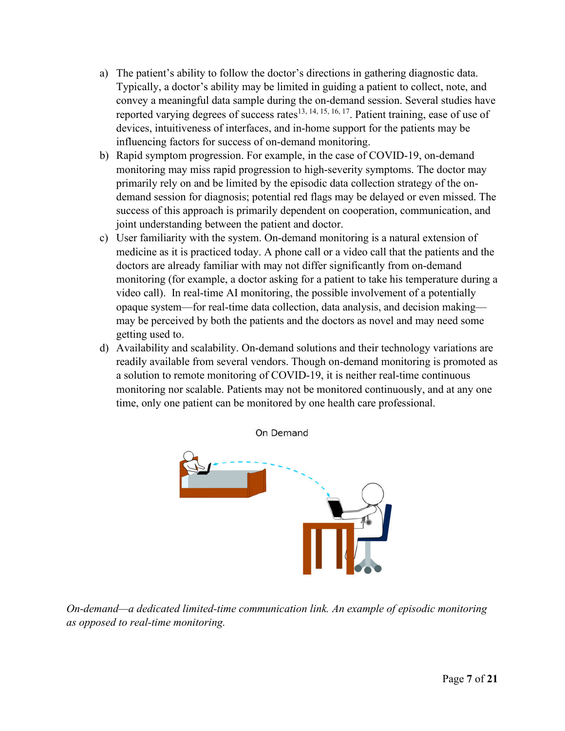a) The patient's ability to follow the doctor's directions in gathering diagnostic data. Typically, a doctor's ability may be limited in guiding a patient to collect, note, and convey a meaningful data sample during the on-demand session. Several studies have reported varying degrees of success rates[13, 14, 15, 16, 17]. Patient training, ease of use of devices, intuitiveness of interfaces, and in-home support for the patients may be influencing factors for success of on-demand monitoring.
b) Rapid symptom progression. For example, in the case of COVID-19, on-demand monitoring may miss rapid progression to high-severity symptoms. The doctor may primarily rely on and be limited by the episodic data collection strategy of the on-demand session for diagnosis; potential red flags may be delayed or even missed. The success of this approach is primarily dependent on cooperation, communication, and joint understanding between the patient and doctor.
c) User familiarity with the system. On-demand monitoring is a natural extension of medicine as it is practiced today. A phone call or a video call that the patients and the doctors are already familiar with may not differ significantly from on-demand monitoring (for example, a doctor asking for a patient to take his temperature during a video call). In real-time AI monitoring, the possible involvement of a potentially opaque system—for real-time data collection, data analysis, and decision making—may be perceived by both the patients and the doctors as novel and may need some getting used to.
d) Availability and scalability. On-demand solutions and their technology variations are readily available from several vendors. Though on-demand monitoring is promoted as a solution to remote monitoring of COVID-19, it is neither real-time continuous monitoring nor scalable. Patients may not be monitored continuously, and at any one time, only one patient can be monitored by one health care professional.

On Demand

*On-demand—a dedicated limited-time communication link. An example of episodic monitoring as opposed to real-time monitoring.*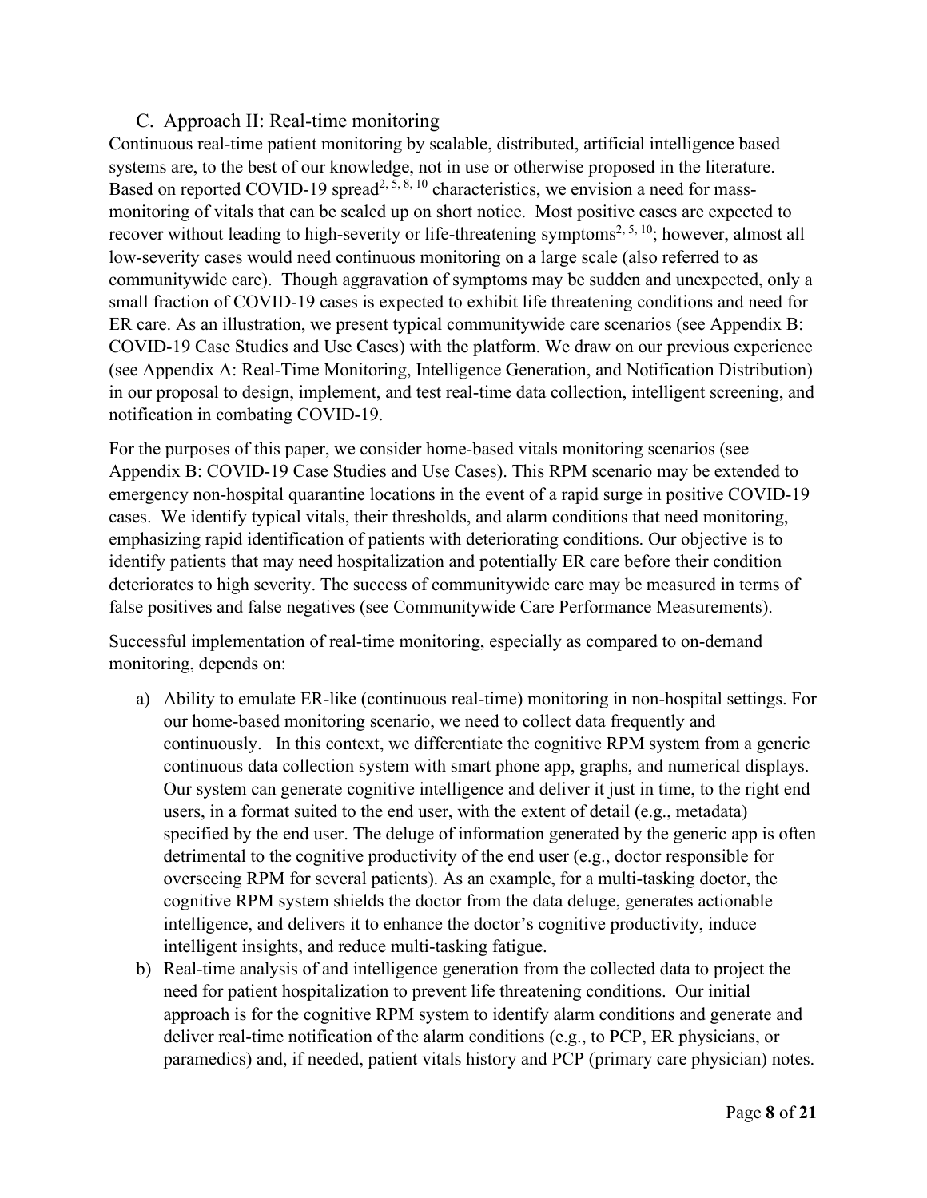### C. Approach II: Real-time monitoring

Continuous real-time patient monitoring by scalable, distributed, artificial intelligence based systems are, to the best of our knowledge, not in use or otherwise proposed in the literature. Based on reported COVID-19 spread[2, 5, 8, 10] characteristics, we envision a need for mass-monitoring of vitals that can be scaled up on short notice. Most positive cases are expected to recover without leading to high-severity or life-threatening symptoms[2, 5, 10]; however, almost all low-severity cases would need continuous monitoring on a large scale (also referred to as communitywide care). Though aggravation of symptoms may be sudden and unexpected, only a small fraction of COVID-19 cases is expected to exhibit life threatening conditions and need for ER care. As an illustration, we present typical communitywide care scenarios (see Appendix B: COVID-19 Case Studies and Use Cases) with the platform. We draw on our previous experience (see Appendix A: Real-Time Monitoring, Intelligence Generation, and Notification Distribution) in our proposal to design, implement, and test real-time data collection, intelligent screening, and notification in combating COVID-19.

For the purposes of this paper, we consider home-based vitals monitoring scenarios (see Appendix B: COVID-19 Case Studies and Use Cases). This RPM scenario may be extended to emergency non-hospital quarantine locations in the event of a rapid surge in positive COVID-19 cases. We identify typical vitals, their thresholds, and alarm conditions that need monitoring, emphasizing rapid identification of patients with deteriorating conditions. Our objective is to identify patients that may need hospitalization and potentially ER care before their condition deteriorates to high severity. The success of communitywide care may be measured in terms of false positives and false negatives (see Communitywide Care Performance Measurements).

Successful implementation of real-time monitoring, especially as compared to on-demand monitoring, depends on:

a) Ability to emulate ER-like (continuous real-time) monitoring in non-hospital settings. For our home-based monitoring scenario, we need to collect data frequently and continuously. In this context, we differentiate the cognitive RPM system from a generic continuous data collection system with smart phone app, graphs, and numerical displays. Our system can generate cognitive intelligence and deliver it just in time, to the right end users, in a format suited to the end user, with the extent of detail (e.g., metadata) specified by the end user. The deluge of information generated by the generic app is often detrimental to the cognitive productivity of the end user (e.g., doctor responsible for overseeing RPM for several patients). As an example, for a multi-tasking doctor, the cognitive RPM system shields the doctor from the data deluge, generates actionable intelligence, and delivers it to enhance the doctor's cognitive productivity, induce intelligent insights, and reduce multi-tasking fatigue.

b) Real-time analysis of and intelligence generation from the collected data to project the need for patient hospitalization to prevent life threatening conditions. Our initial approach is for the cognitive RPM system to identify alarm conditions and generate and deliver real-time notification of the alarm conditions (e.g., to PCP, ER physicians, or paramedics) and, if needed, patient vitals history and PCP (primary care physician) notes.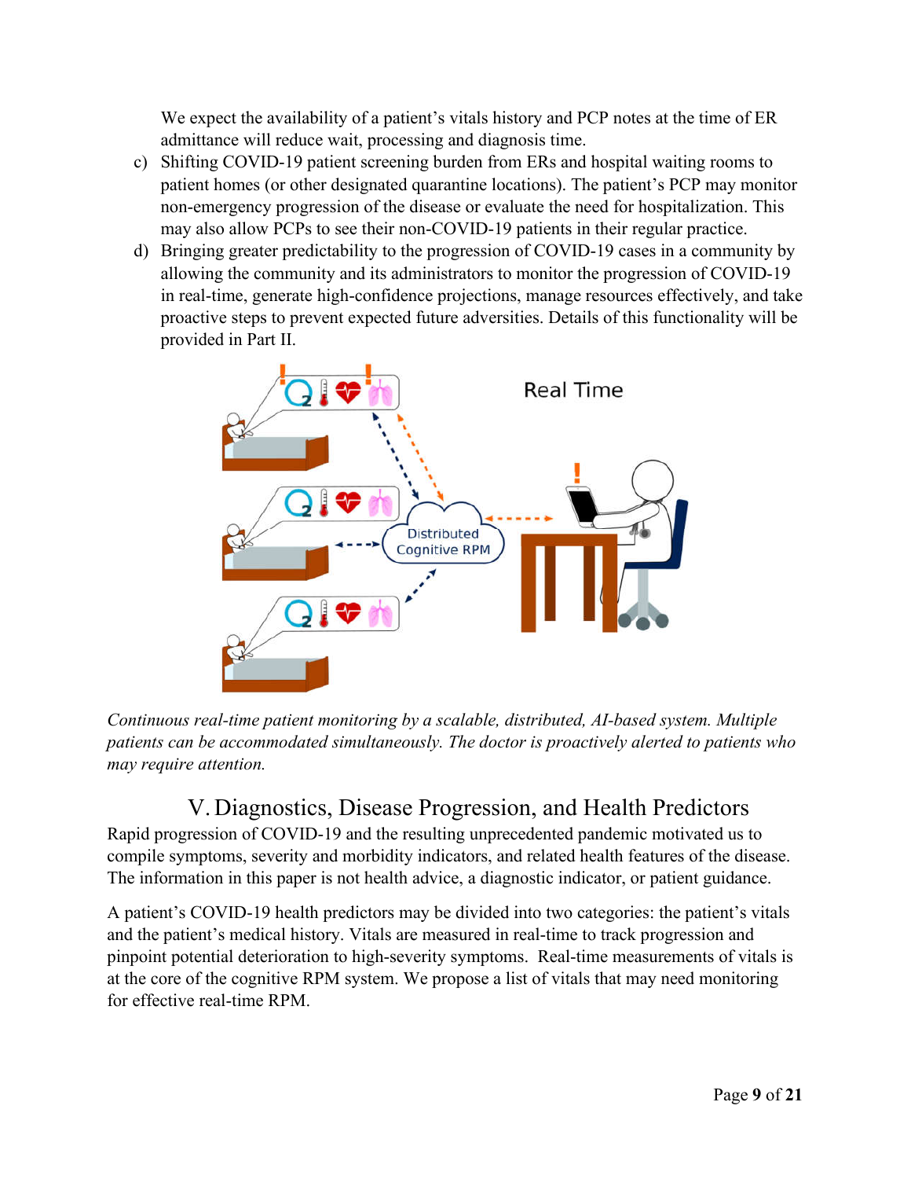We expect the availability of a patient's vitals history and PCP notes at the time of ER admittance will reduce wait, processing and diagnosis time.

c) Shifting COVID-19 patient screening burden from ERs and hospital waiting rooms to patient homes (or other designated quarantine locations). The patient's PCP may monitor non-emergency progression of the disease or evaluate the need for hospitalization. This may also allow PCPs to see their non-COVID-19 patients in their regular practice.

d) Bringing greater predictability to the progression of COVID-19 cases in a community by allowing the community and its administrators to monitor the progression of COVID-19 in real-time, generate high-confidence projections, manage resources effectively, and take proactive steps to prevent expected future adversities. Details of this functionality will be provided in Part II.

*Continuous real-time patient monitoring by a scalable, distributed, AI-based system. Multiple patients can be accommodated simultaneously. The doctor is proactively alerted to patients who may require attention.*

## V. Diagnostics, Disease Progression, and Health Predictors

Rapid progression of COVID-19 and the resulting unprecedented pandemic motivated us to compile symptoms, severity and morbidity indicators, and related health features of the disease. The information in this paper is not health advice, a diagnostic indicator, or patient guidance.

A patient's COVID-19 health predictors may be divided into two categories: the patient's vitals and the patient's medical history. Vitals are measured in real-time to track progression and pinpoint potential deterioration to high-severity symptoms. Real-time measurements of vitals is at the core of the cognitive RPM system. We propose a list of vitals that may need monitoring for effective real-time RPM.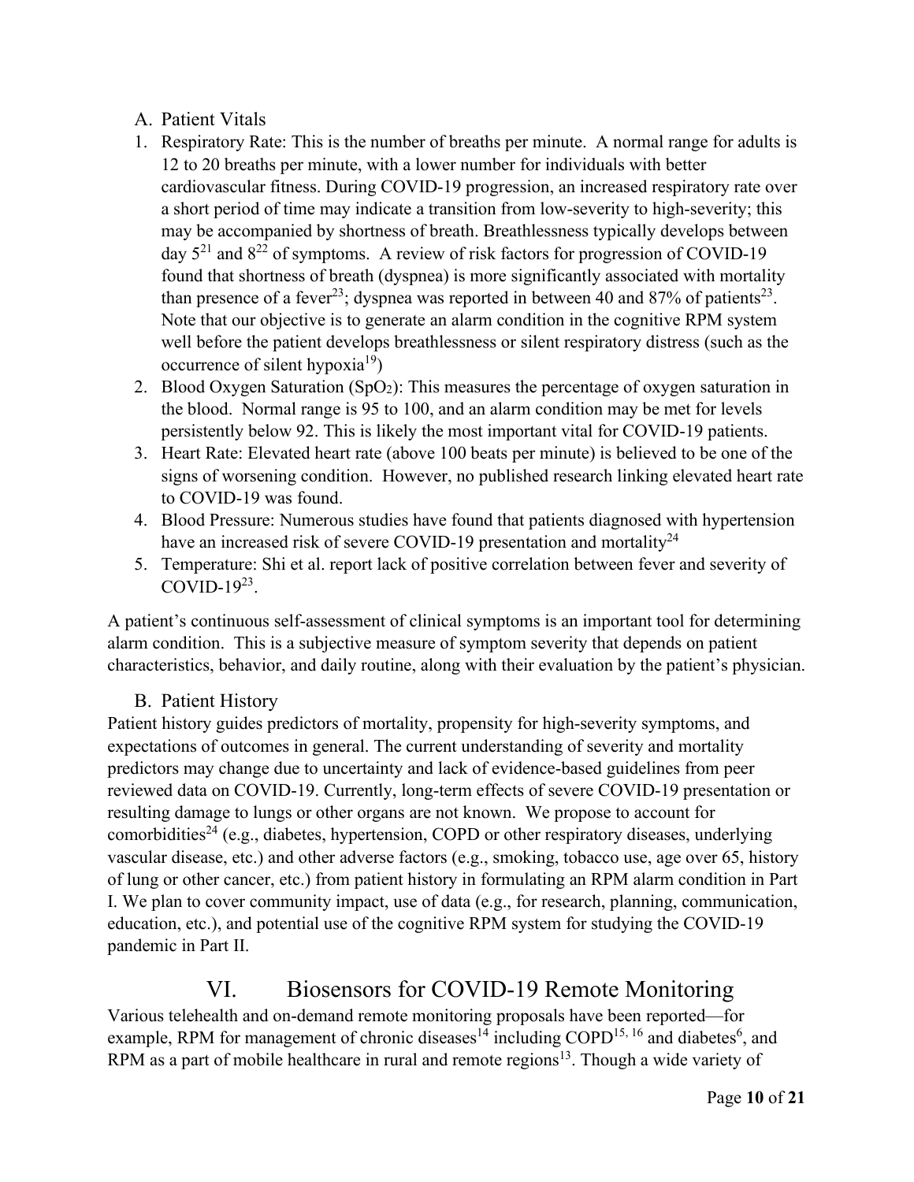### A. Patient Vitals

1. Respiratory Rate: This is the number of breaths per minute. A normal range for adults is 12 to 20 breaths per minute, with a lower number for individuals with better cardiovascular fitness. During COVID-19 progression, an increased respiratory rate over a short period of time may indicate a transition from low-severity to high-severity; this may be accompanied by shortness of breath. Breathlessness typically develops between day 5[21] and 8[22] of symptoms. A review of risk factors for progression of COVID-19 found that shortness of breath (dyspnea) is more significantly associated with mortality than presence of a fever[23]; dyspnea was reported in between 40 and 87% of patients[23]. Note that our objective is to generate an alarm condition in the cognitive RPM system well before the patient develops breathlessness or silent respiratory distress (such as the occurrence of silent hypoxia[19])
2. Blood Oxygen Saturation ($SpO_2$): This measures the percentage of oxygen saturation in the blood. Normal range is 95 to 100, and an alarm condition may be met for levels persistently below 92. This is likely the most important vital for COVID-19 patients.
3. Heart Rate: Elevated heart rate (above 100 beats per minute) is believed to be one of the signs of worsening condition. However, no published research linking elevated heart rate to COVID-19 was found.
4. Blood Pressure: Numerous studies have found that patients diagnosed with hypertension have an increased risk of severe COVID-19 presentation and mortality[24]
5. Temperature: Shi et al. report lack of positive correlation between fever and severity of COVID-19[23].

A patient's continuous self-assessment of clinical symptoms is an important tool for determining alarm condition. This is a subjective measure of symptom severity that depends on patient characteristics, behavior, and daily routine, along with their evaluation by the patient's physician.

### B. Patient History

Patient history guides predictors of mortality, propensity for high-severity symptoms, and expectations of outcomes in general. The current understanding of severity and mortality predictors may change due to uncertainty and lack of evidence-based guidelines from peer reviewed data on COVID-19. Currently, long-term effects of severe COVID-19 presentation or resulting damage to lungs or other organs are not known. We propose to account for comorbidities[24] (e.g., diabetes, hypertension, COPD or other respiratory diseases, underlying vascular disease, etc.) and other adverse factors (e.g., smoking, tobacco use, age over 65, history of lung or other cancer, etc.) from patient history in formulating an RPM alarm condition in Part I. We plan to cover community impact, use of data (e.g., for research, planning, communication, education, etc.), and potential use of the cognitive RPM system for studying the COVID-19 pandemic in Part II.

## VI. Biosensors for COVID-19 Remote Monitoring

Various telehealth and on-demand remote monitoring proposals have been reported—for example, RPM for management of chronic diseases[14] including COPD[15, 16] and diabetes[6], and RPM as a part of mobile healthcare in rural and remote regions[13]. Though a wide variety of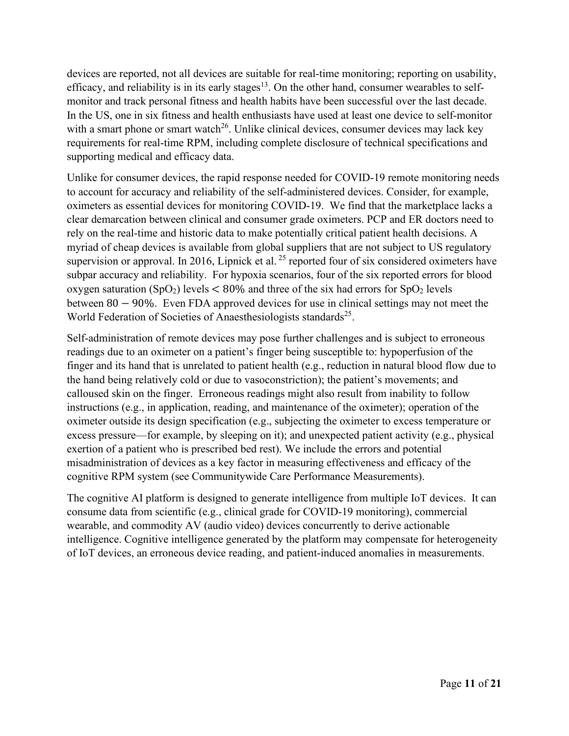devices are reported, not all devices are suitable for real-time monitoring; reporting on usability, efficacy, and reliability is in its early stages[13]. On the other hand, consumer wearables to self-monitor and track personal fitness and health habits have been successful over the last decade. In the US, one in six fitness and health enthusiasts have used at least one device to self-monitor with a smart phone or smart watch[26]. Unlike clinical devices, consumer devices may lack key requirements for real-time RPM, including complete disclosure of technical specifications and supporting medical and efficacy data.

Unlike for consumer devices, the rapid response needed for COVID-19 remote monitoring needs to account for accuracy and reliability of the self-administered devices. Consider, for example, oximeters as essential devices for monitoring COVID-19. We find that the marketplace lacks a clear demarcation between clinical and consumer grade oximeters. PCP and ER doctors need to rely on the real-time and historic data to make potentially critical patient health decisions. A myriad of cheap devices is available from global suppliers that are not subject to US regulatory supervision or approval. In 2016, Lipnick et al. [25] reported four of six considered oximeters have subpar accuracy and reliability. For hypoxia scenarios, four of the six reported errors for blood oxygen saturation ($SpO_2$) levels $< 80\%$ and three of the six had errors for $SpO_2$ levels between $80 - 90\%$. Even FDA approved devices for use in clinical settings may not meet the World Federation of Societies of Anaesthesiologists standards[25].

Self-administration of remote devices may pose further challenges and is subject to erroneous readings due to an oximeter on a patient's finger being susceptible to: hypoperfusion of the finger and its hand that is unrelated to patient health (e.g., reduction in natural blood flow due to the hand being relatively cold or due to vasoconstriction); the patient's movements; and calloused skin on the finger. Erroneous readings might also result from inability to follow instructions (e.g., in application, reading, and maintenance of the oximeter); operation of the oximeter outside its design specification (e.g., subjecting the oximeter to excess temperature or excess pressure—for example, by sleeping on it); and unexpected patient activity (e.g., physical exertion of a patient who is prescribed bed rest). We include the errors and potential misadministration of devices as a key factor in measuring effectiveness and efficacy of the cognitive RPM system (see Communitywide Care Performance Measurements).

The cognitive AI platform is designed to generate intelligence from multiple IoT devices. It can consume data from scientific (e.g., clinical grade for COVID-19 monitoring), commercial wearable, and commodity AV (audio video) devices concurrently to derive actionable intelligence. Cognitive intelligence generated by the platform may compensate for heterogeneity of IoT devices, an erroneous device reading, and patient-induced anomalies in measurements.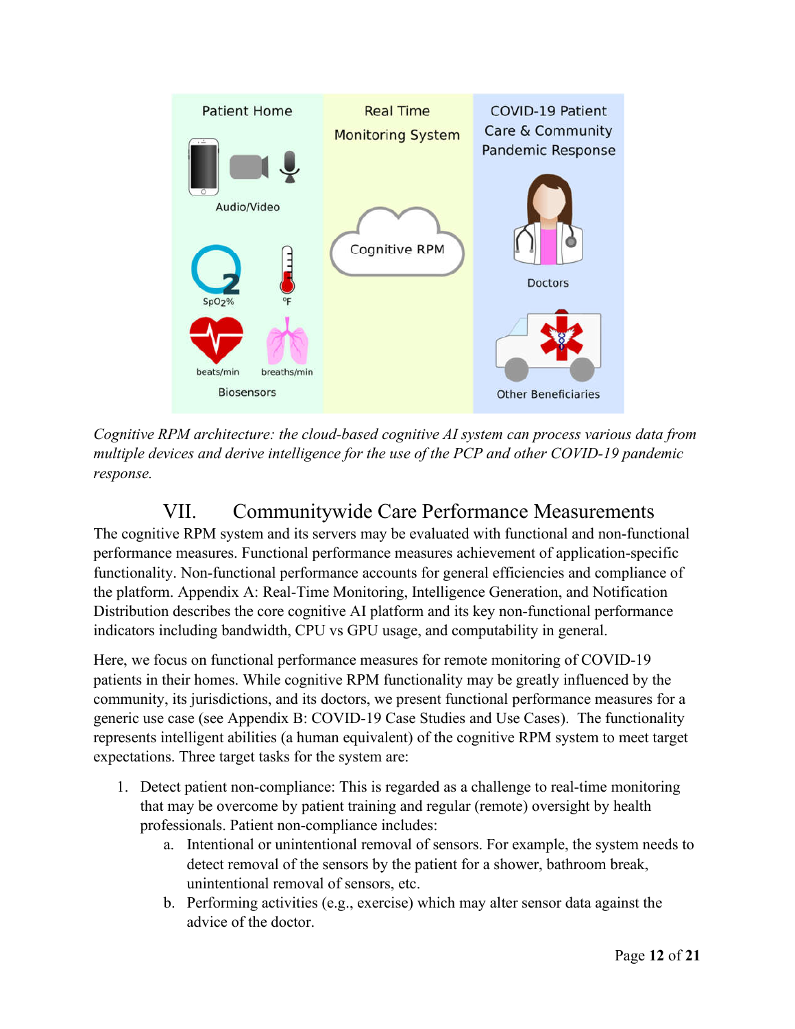*Cognitive RPM architecture: the cloud-based cognitive AI system can process various data from multiple devices and derive intelligence for the use of the PCP and other COVID-19 pandemic response.*

# VII. Communitywide Care Performance Measurements

The cognitive RPM system and its servers may be evaluated with functional and non-functional performance measures. Functional performance measures achievement of application-specific functionality. Non-functional performance accounts for general efficiencies and compliance of the platform. Appendix A: Real-Time Monitoring, Intelligence Generation, and Notification Distribution describes the core cognitive AI platform and its key non-functional performance indicators including bandwidth, CPU vs GPU usage, and computability in general.

Here, we focus on functional performance measures for remote monitoring of COVID-19 patients in their homes. While cognitive RPM functionality may be greatly influenced by the community, its jurisdictions, and its doctors, we present functional performance measures for a generic use case (see Appendix B: COVID-19 Case Studies and Use Cases). The functionality represents intelligent abilities (a human equivalent) of the cognitive RPM system to meet target expectations. Three target tasks for the system are:

1. Detect patient non-compliance: This is regarded as a challenge to real-time monitoring that may be overcome by patient training and regular (remote) oversight by health professionals. Patient non-compliance includes:
    a. Intentional or unintentional removal of sensors. For example, the system needs to detect removal of the sensors by the patient for a shower, bathroom break, unintentional removal of sensors, etc.
    b. Performing activities (e.g., exercise) which may alter sensor data against the advice of the doctor.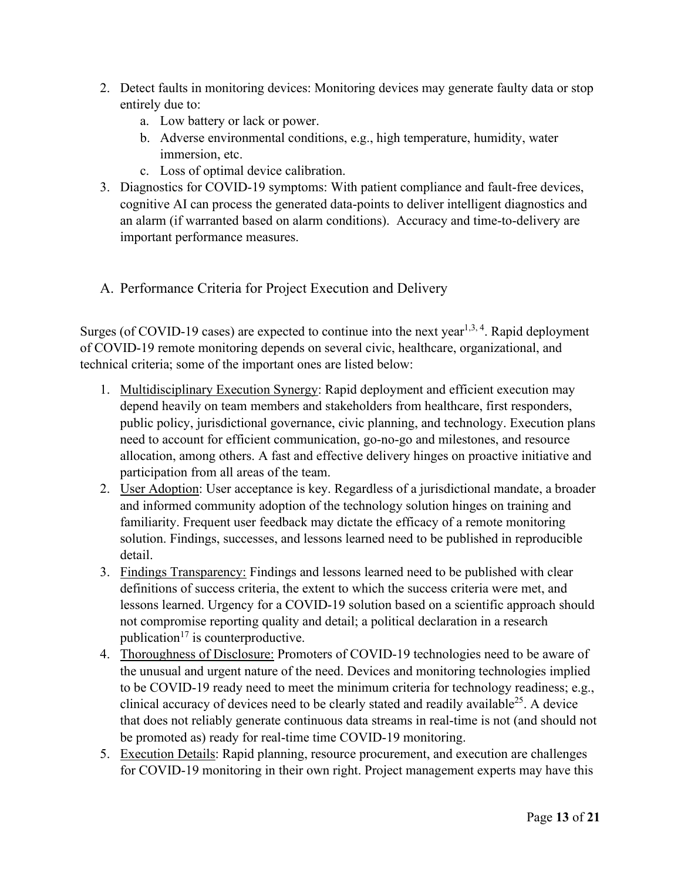2. Detect faults in monitoring devices: Monitoring devices may generate faulty data or stop entirely due to:
    a. Low battery or lack or power.
    b. Adverse environmental conditions, e.g., high temperature, humidity, water immersion, etc.
    c. Loss of optimal device calibration.
3. Diagnostics for COVID-19 symptoms: With patient compliance and fault-free devices, cognitive AI can process the generated data-points to deliver intelligent diagnostics and an alarm (if warranted based on alarm conditions). Accuracy and time-to-delivery are important performance measures.

## A. Performance Criteria for Project Execution and Delivery

Surges (of COVID-19 cases) are expected to continue into the next year[1,3,4]. Rapid deployment of COVID-19 remote monitoring depends on several civic, healthcare, organizational, and technical criteria; some of the important ones are listed below:

1. Multidisciplinary Execution Synergy: Rapid deployment and efficient execution may depend heavily on team members and stakeholders from healthcare, first responders, public policy, jurisdictional governance, civic planning, and technology. Execution plans need to account for efficient communication, go-no-go and milestones, and resource allocation, among others. A fast and effective delivery hinges on proactive initiative and participation from all areas of the team.
2. User Adoption: User acceptance is key. Regardless of a jurisdictional mandate, a broader and informed community adoption of the technology solution hinges on training and familiarity. Frequent user feedback may dictate the efficacy of a remote monitoring solution. Findings, successes, and lessons learned need to be published in reproducible detail.
3. Findings Transparency: Findings and lessons learned need to be published with clear definitions of success criteria, the extent to which the success criteria were met, and lessons learned. Urgency for a COVID-19 solution based on a scientific approach should not compromise reporting quality and detail; a political declaration in a research publication[17] is counterproductive.
4. Thoroughness of Disclosure: Promoters of COVID-19 technologies need to be aware of the unusual and urgent nature of the need. Devices and monitoring technologies implied to be COVID-19 ready need to meet the minimum criteria for technology readiness; e.g., clinical accuracy of devices need to be clearly stated and readily available[25]. A device that does not reliably generate continuous data streams in real-time is not (and should not be promoted as) ready for real-time time COVID-19 monitoring.
5. Execution Details: Rapid planning, resource procurement, and execution are challenges for COVID-19 monitoring in their own right. Project management experts may have this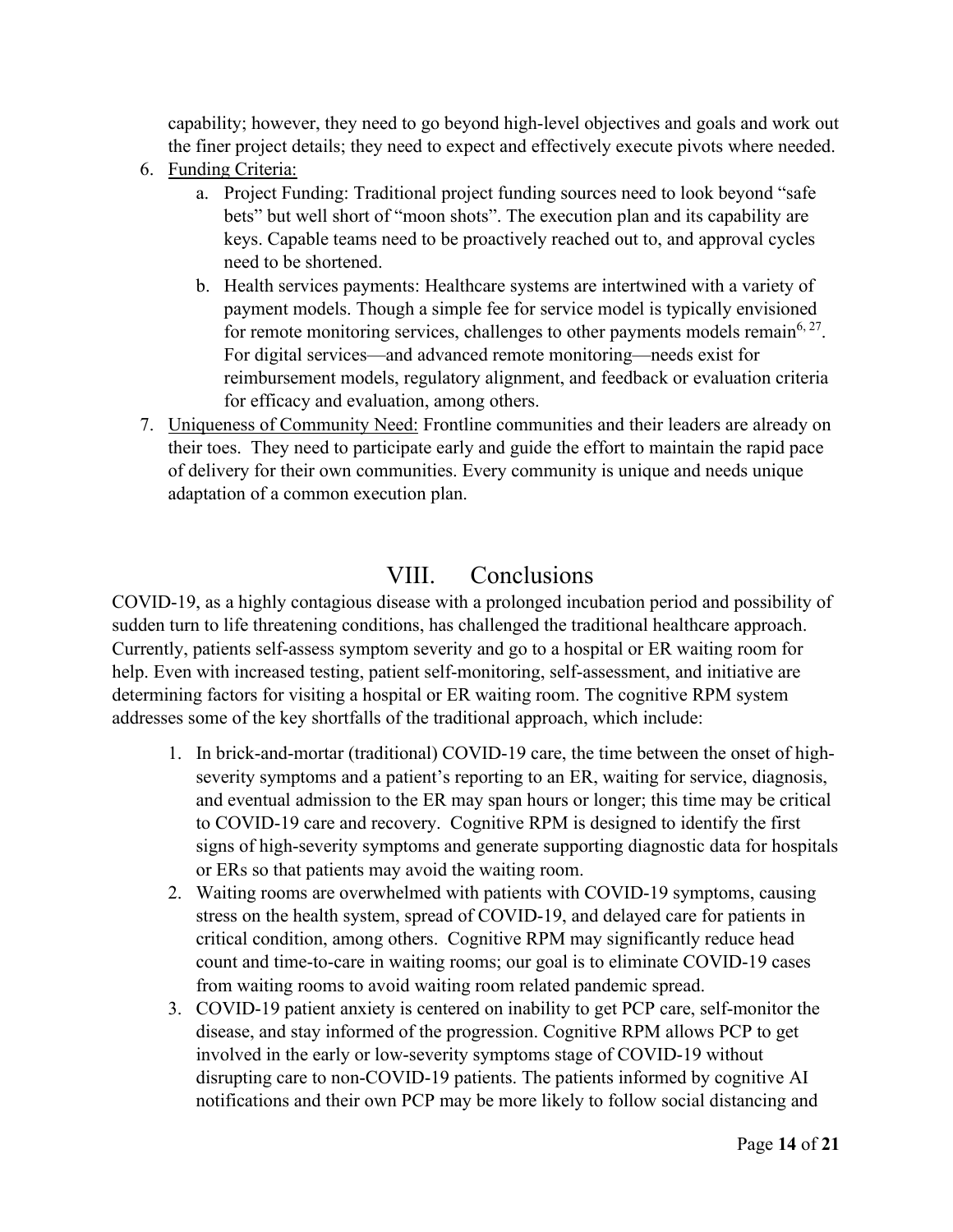capability; however, they need to go beyond high-level objectives and goals and work out the finer project details; they need to expect and effectively execute pivots where needed.

6. <u>Funding Criteria:</u>
    a. Project Funding: Traditional project funding sources need to look beyond "safe bets" but well short of "moon shots". The execution plan and its capability are keys. Capable teams need to be proactively reached out to, and approval cycles need to be shortened.
    b. Health services payments: Healthcare systems are intertwined with a variety of payment models. Though a simple fee for service model is typically envisioned for remote monitoring services, challenges to other payments models remain[6, 27]. For digital services—and advanced remote monitoring—needs exist for reimbursement models, regulatory alignment, and feedback or evaluation criteria for efficacy and evaluation, among others.
7. <u>Uniqueness of Community Need:</u> Frontline communities and their leaders are already on their toes. They need to participate early and guide the effort to maintain the rapid pace of delivery for their own communities. Every community is unique and needs unique adaptation of a common execution plan.

# VIII. Conclusions

COVID-19, as a highly contagious disease with a prolonged incubation period and possibility of sudden turn to life threatening conditions, has challenged the traditional healthcare approach. Currently, patients self-assess symptom severity and go to a hospital or ER waiting room for help. Even with increased testing, patient self-monitoring, self-assessment, and initiative are determining factors for visiting a hospital or ER waiting room. The cognitive RPM system addresses some of the key shortfalls of the traditional approach, which include:

1. In brick-and-mortar (traditional) COVID-19 care, the time between the onset of high-severity symptoms and a patient's reporting to an ER, waiting for service, diagnosis, and eventual admission to the ER may span hours or longer; this time may be critical to COVID-19 care and recovery. Cognitive RPM is designed to identify the first signs of high-severity symptoms and generate supporting diagnostic data for hospitals or ERs so that patients may avoid the waiting room.
2. Waiting rooms are overwhelmed with patients with COVID-19 symptoms, causing stress on the health system, spread of COVID-19, and delayed care for patients in critical condition, among others. Cognitive RPM may significantly reduce head count and time-to-care in waiting rooms; our goal is to eliminate COVID-19 cases from waiting rooms to avoid waiting room related pandemic spread.
3. COVID-19 patient anxiety is centered on inability to get PCP care, self-monitor the disease, and stay informed of the progression. Cognitive RPM allows PCP to get involved in the early or low-severity symptoms stage of COVID-19 without disrupting care to non-COVID-19 patients. The patients informed by cognitive AI notifications and their own PCP may be more likely to follow social distancing and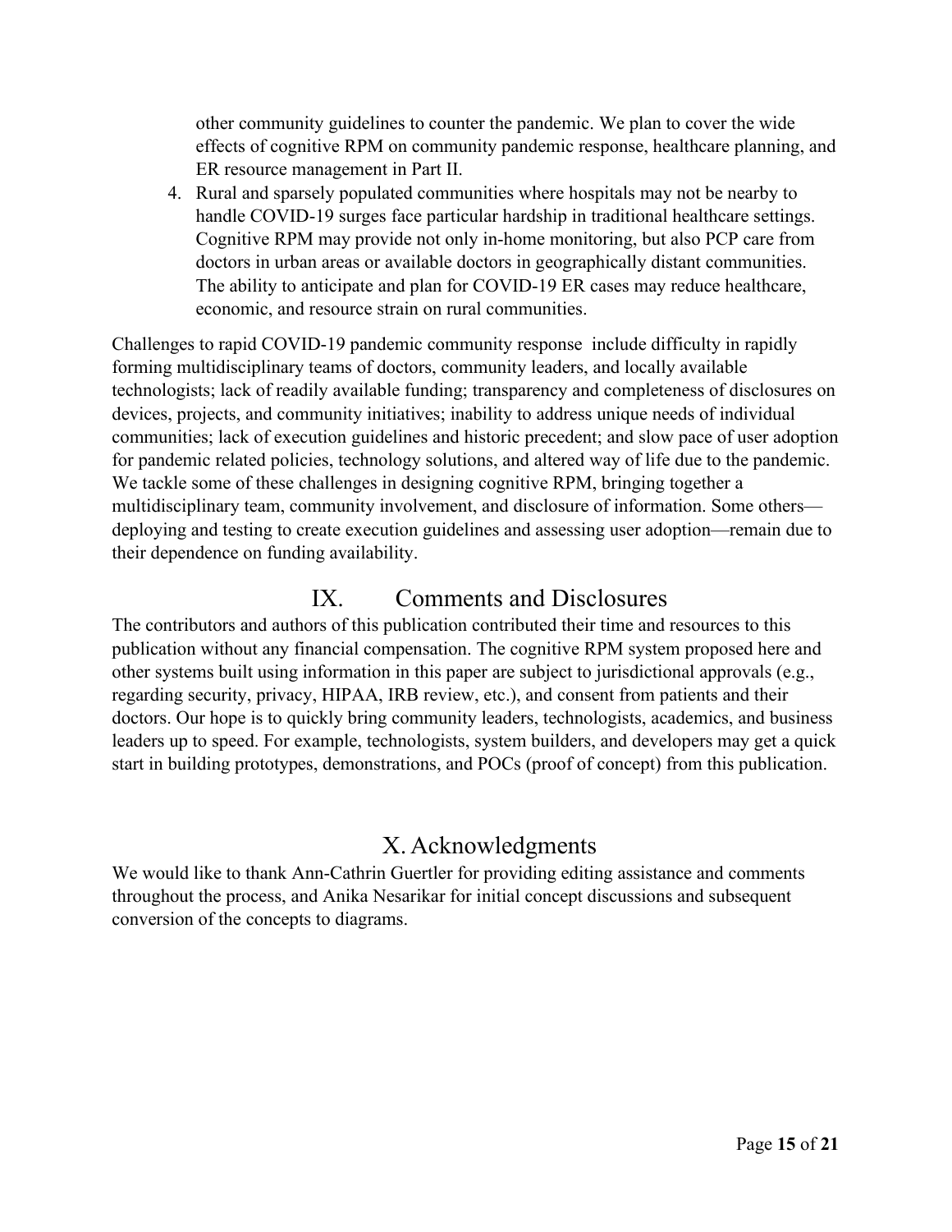other community guidelines to counter the pandemic. We plan to cover the wide effects of cognitive RPM on community pandemic response, healthcare planning, and ER resource management in Part II.

4. Rural and sparsely populated communities where hospitals may not be nearby to handle COVID-19 surges face particular hardship in traditional healthcare settings. Cognitive RPM may provide not only in-home monitoring, but also PCP care from doctors in urban areas or available doctors in geographically distant communities. The ability to anticipate and plan for COVID-19 ER cases may reduce healthcare, economic, and resource strain on rural communities.

Challenges to rapid COVID-19 pandemic community response include difficulty in rapidly forming multidisciplinary teams of doctors, community leaders, and locally available technologists; lack of readily available funding; transparency and completeness of disclosures on devices, projects, and community initiatives; inability to address unique needs of individual communities; lack of execution guidelines and historic precedent; and slow pace of user adoption for pandemic related policies, technology solutions, and altered way of life due to the pandemic. We tackle some of these challenges in designing cognitive RPM, bringing together a multidisciplinary team, community involvement, and disclosure of information. Some others—deploying and testing to create execution guidelines and assessing user adoption—remain due to their dependence on funding availability.

# IX. Comments and Disclosures

The contributors and authors of this publication contributed their time and resources to this publication without any financial compensation. The cognitive RPM system proposed here and other systems built using information in this paper are subject to jurisdictional approvals (e.g., regarding security, privacy, HIPAA, IRB review, etc.), and consent from patients and their doctors. Our hope is to quickly bring community leaders, technologists, academics, and business leaders up to speed. For example, technologists, system builders, and developers may get a quick start in building prototypes, demonstrations, and POCs (proof of concept) from this publication.

# X. Acknowledgments

We would like to thank Ann-Cathrin Guertler for providing editing assistance and comments throughout the process, and Anika Nesarikar for initial concept discussions and subsequent conversion of the concepts to diagrams.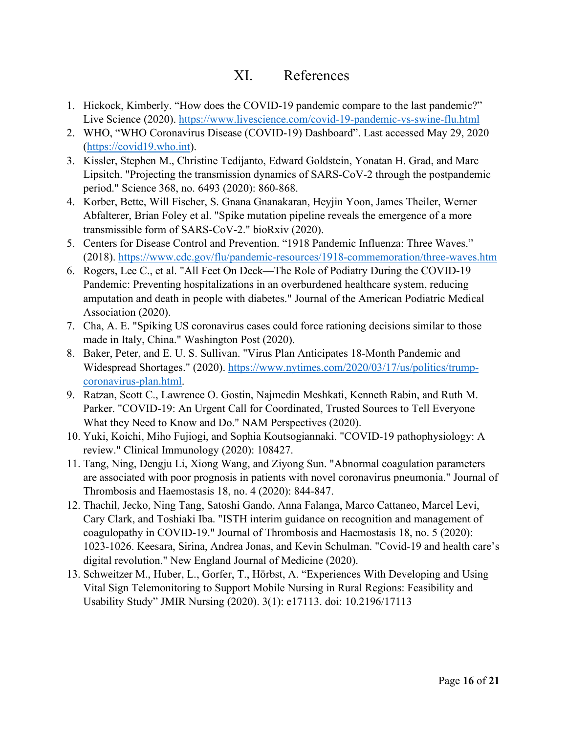# XI. References

1. Hickock, Kimberly. "How does the COVID-19 pandemic compare to the last pandemic?" Live Science (2020). https://www.livescience.com/covid-19-pandemic-vs-swine-flu.html
2. WHO, "WHO Coronavirus Disease (COVID-19) Dashboard". Last accessed May 29, 2020 (https://covid19.who.int).
3. Kissler, Stephen M., Christine Tedijanto, Edward Goldstein, Yonatan H. Grad, and Marc Lipsitch. "Projecting the transmission dynamics of SARS-CoV-2 through the postpandemic period." Science 368, no. 6493 (2020): 860-868.
4. Korber, Bette, Will Fischer, S. Gnana Gnanakaran, Heyjin Yoon, James Theiler, Werner Abfalterer, Brian Foley et al. "Spike mutation pipeline reveals the emergence of a more transmissible form of SARS-CoV-2." bioRxiv (2020).
5. Centers for Disease Control and Prevention. "1918 Pandemic Influenza: Three Waves." (2018). https://www.cdc.gov/flu/pandemic-resources/1918-commemoration/three-waves.htm
6. Rogers, Lee C., et al. "All Feet On Deck—The Role of Podiatry During the COVID-19 Pandemic: Preventing hospitalizations in an overburdened healthcare system, reducing amputation and death in people with diabetes." Journal of the American Podiatric Medical Association (2020).
7. Cha, A. E. "Spiking US coronavirus cases could force rationing decisions similar to those made in Italy, China." Washington Post (2020).
8. Baker, Peter, and E. U. S. Sullivan. "Virus Plan Anticipates 18-Month Pandemic and Widespread Shortages." (2020). https://www.nytimes.com/2020/03/17/us/politics/trump-coronavirus-plan.html.
9. Ratzan, Scott C., Lawrence O. Gostin, Najmedin Meshkati, Kenneth Rabin, and Ruth M. Parker. "COVID-19: An Urgent Call for Coordinated, Trusted Sources to Tell Everyone What they Need to Know and Do." NAM Perspectives (2020).
10. Yuki, Koichi, Miho Fujiogi, and Sophia Koutsogiannaki. "COVID-19 pathophysiology: A review." Clinical Immunology (2020): 108427.
11. Tang, Ning, Dengju Li, Xiong Wang, and Ziyong Sun. "Abnormal coagulation parameters are associated with poor prognosis in patients with novel coronavirus pneumonia." Journal of Thrombosis and Haemostasis 18, no. 4 (2020): 844-847.
12. Thachil, Jecko, Ning Tang, Satoshi Gando, Anna Falanga, Marco Cattaneo, Marcel Levi, Cary Clark, and Toshiaki Iba. "ISTH interim guidance on recognition and management of coagulopathy in COVID-19." Journal of Thrombosis and Haemostasis 18, no. 5 (2020): 1023-1026. Keesara, Sirina, Andrea Jonas, and Kevin Schulman. "Covid-19 and health care's digital revolution." New England Journal of Medicine (2020).
13. Schweitzer M., Huber, L., Gorfer, T., Hörbst, A. "Experiences With Developing and Using Vital Sign Telemonitoring to Support Mobile Nursing in Rural Regions: Feasibility and Usability Study" JMIR Nursing (2020). 3(1): e17113. doi: 10.2196/17113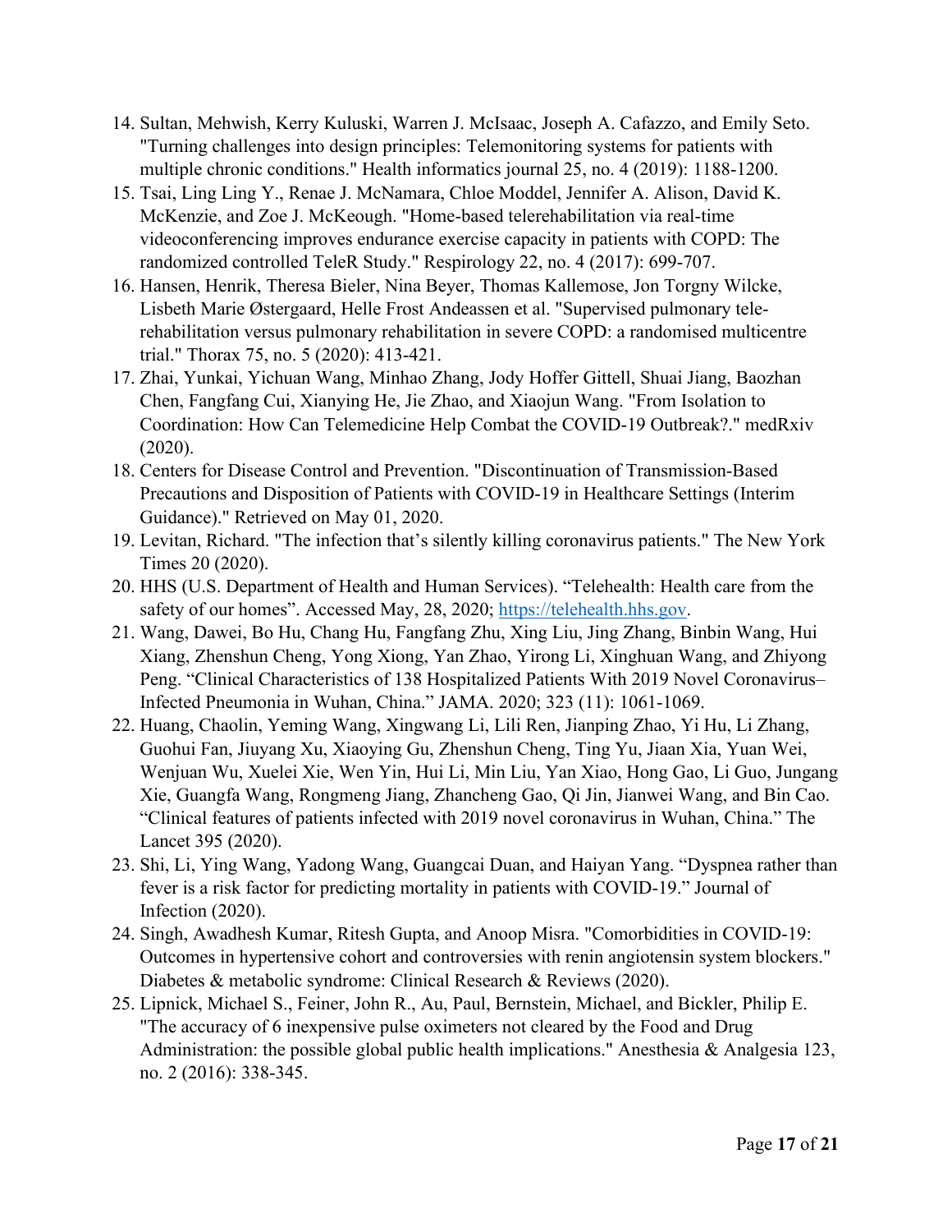14. Sultan, Mehwish, Kerry Kuluski, Warren J. McIsaac, Joseph A. Cafazzo, and Emily Seto. "Turning challenges into design principles: Telemonitoring systems for patients with multiple chronic conditions." Health informatics journal 25, no. 4 (2019): 1188-1200.
15. Tsai, Ling Ling Y., Renae J. McNamara, Chloe Moddel, Jennifer A. Alison, David K. McKenzie, and Zoe J. McKeough. "Home-based telerehabilitation via real-time videoconferencing improves endurance exercise capacity in patients with COPD: The randomized controlled TeleR Study." Respirology 22, no. 4 (2017): 699-707.
16. Hansen, Henrik, Theresa Bieler, Nina Beyer, Thomas Kallemose, Jon Torgny Wilcke, Lisbeth Marie Østergaard, Helle Frost Andeassen et al. "Supervised pulmonary tele-rehabilitation versus pulmonary rehabilitation in severe COPD: a randomised multicentre trial." Thorax 75, no. 5 (2020): 413-421.
17. Zhai, Yunkai, Yichuan Wang, Minhao Zhang, Jody Hoffer Gittell, Shuai Jiang, Baozhan Chen, Fangfang Cui, Xianying He, Jie Zhao, and Xiaojun Wang. "From Isolation to Coordination: How Can Telemedicine Help Combat the COVID-19 Outbreak?." medRxiv (2020).
18. Centers for Disease Control and Prevention. "Discontinuation of Transmission-Based Precautions and Disposition of Patients with COVID-19 in Healthcare Settings (Interim Guidance)." Retrieved on May 01, 2020.
19. Levitan, Richard. "The infection that's silently killing coronavirus patients." The New York Times 20 (2020).
20. HHS (U.S. Department of Health and Human Services). "Telehealth: Health care from the safety of our homes". Accessed May, 28, 2020; https://telehealth.hhs.gov.
21. Wang, Dawei, Bo Hu, Chang Hu, Fangfang Zhu, Xing Liu, Jing Zhang, Binbin Wang, Hui Xiang, Zhenshun Cheng, Yong Xiong, Yan Zhao, Yirong Li, Xinghuan Wang, and Zhiyong Peng. "Clinical Characteristics of 138 Hospitalized Patients With 2019 Novel Coronavirus–Infected Pneumonia in Wuhan, China." JAMA. 2020; 323 (11): 1061-1069.
22. Huang, Chaolin, Yeming Wang, Xingwang Li, Lili Ren, Jianping Zhao, Yi Hu, Li Zhang, Guohui Fan, Jiuyang Xu, Xiaoying Gu, Zhenshun Cheng, Ting Yu, Jiaan Xia, Yuan Wei, Wenjuan Wu, Xuelei Xie, Wen Yin, Hui Li, Min Liu, Yan Xiao, Hong Gao, Li Guo, Jungang Xie, Guangfa Wang, Rongmeng Jiang, Zhancheng Gao, Qi Jin, Jianwei Wang, and Bin Cao. "Clinical features of patients infected with 2019 novel coronavirus in Wuhan, China." The Lancet 395 (2020).
23. Shi, Li, Ying Wang, Yadong Wang, Guangcai Duan, and Haiyan Yang. "Dyspnea rather than fever is a risk factor for predicting mortality in patients with COVID-19." Journal of Infection (2020).
24. Singh, Awadhesh Kumar, Ritesh Gupta, and Anoop Misra. "Comorbidities in COVID-19: Outcomes in hypertensive cohort and controversies with renin angiotensin system blockers." Diabetes & metabolic syndrome: Clinical Research & Reviews (2020).
25. Lipnick, Michael S., Feiner, John R., Au, Paul, Bernstein, Michael, and Bickler, Philip E. "The accuracy of 6 inexpensive pulse oximeters not cleared by the Food and Drug Administration: the possible global public health implications." Anesthesia & Analgesia 123, no. 2 (2016): 338-345.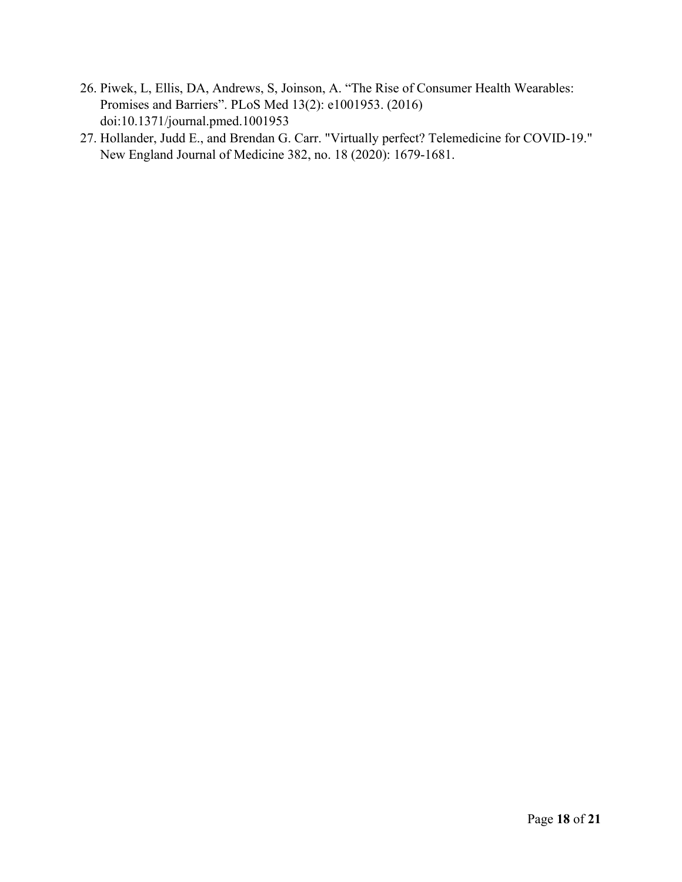26. Piwek, L, Ellis, DA, Andrews, S, Joinson, A. “The Rise of Consumer Health Wearables: Promises and Barriers”. PLoS Med 13(2): e1001953. (2016) doi:10.1371/journal.pmed.1001953
27. Hollander, Judd E., and Brendan G. Carr. "Virtually perfect? Telemedicine for COVID-19." New England Journal of Medicine 382, no. 18 (2020): 1679-1681.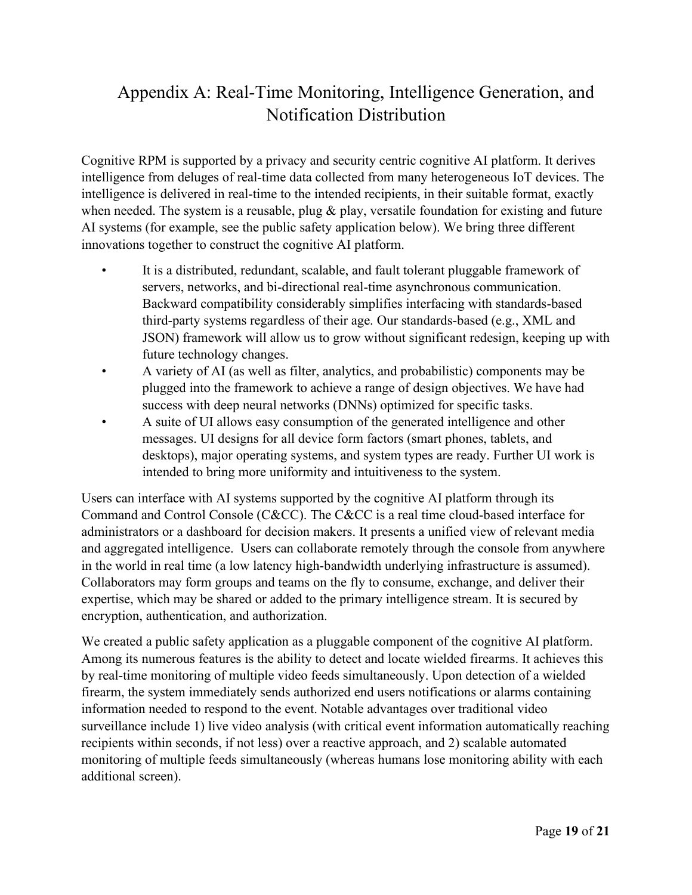# Appendix A: Real-Time Monitoring, Intelligence Generation, and Notification Distribution

Cognitive RPM is supported by a privacy and security centric cognitive AI platform. It derives intelligence from deluges of real-time data collected from many heterogeneous IoT devices. The intelligence is delivered in real-time to the intended recipients, in their suitable format, exactly when needed. The system is a reusable, plug & play, versatile foundation for existing and future AI systems (for example, see the public safety application below). We bring three different innovations together to construct the cognitive AI platform.

- It is a distributed, redundant, scalable, and fault tolerant pluggable framework of servers, networks, and bi-directional real-time asynchronous communication. Backward compatibility considerably simplifies interfacing with standards-based third-party systems regardless of their age. Our standards-based (e.g., XML and JSON) framework will allow us to grow without significant redesign, keeping up with future technology changes.
- A variety of AI (as well as filter, analytics, and probabilistic) components may be plugged into the framework to achieve a range of design objectives. We have had success with deep neural networks (DNNs) optimized for specific tasks.
- A suite of UI allows easy consumption of the generated intelligence and other messages. UI designs for all device form factors (smart phones, tablets, and desktops), major operating systems, and system types are ready. Further UI work is intended to bring more uniformity and intuitiveness to the system.

Users can interface with AI systems supported by the cognitive AI platform through its Command and Control Console (C&CC). The C&CC is a real time cloud-based interface for administrators or a dashboard for decision makers. It presents a unified view of relevant media and aggregated intelligence. Users can collaborate remotely through the console from anywhere in the world in real time (a low latency high-bandwidth underlying infrastructure is assumed). Collaborators may form groups and teams on the fly to consume, exchange, and deliver their expertise, which may be shared or added to the primary intelligence stream. It is secured by encryption, authentication, and authorization.

We created a public safety application as a pluggable component of the cognitive AI platform. Among its numerous features is the ability to detect and locate wielded firearms. It achieves this by real-time monitoring of multiple video feeds simultaneously. Upon detection of a wielded firearm, the system immediately sends authorized end users notifications or alarms containing information needed to respond to the event. Notable advantages over traditional video surveillance include 1) live video analysis (with critical event information automatically reaching recipients within seconds, if not less) over a reactive approach, and 2) scalable automated monitoring of multiple feeds simultaneously (whereas humans lose monitoring ability with each additional screen).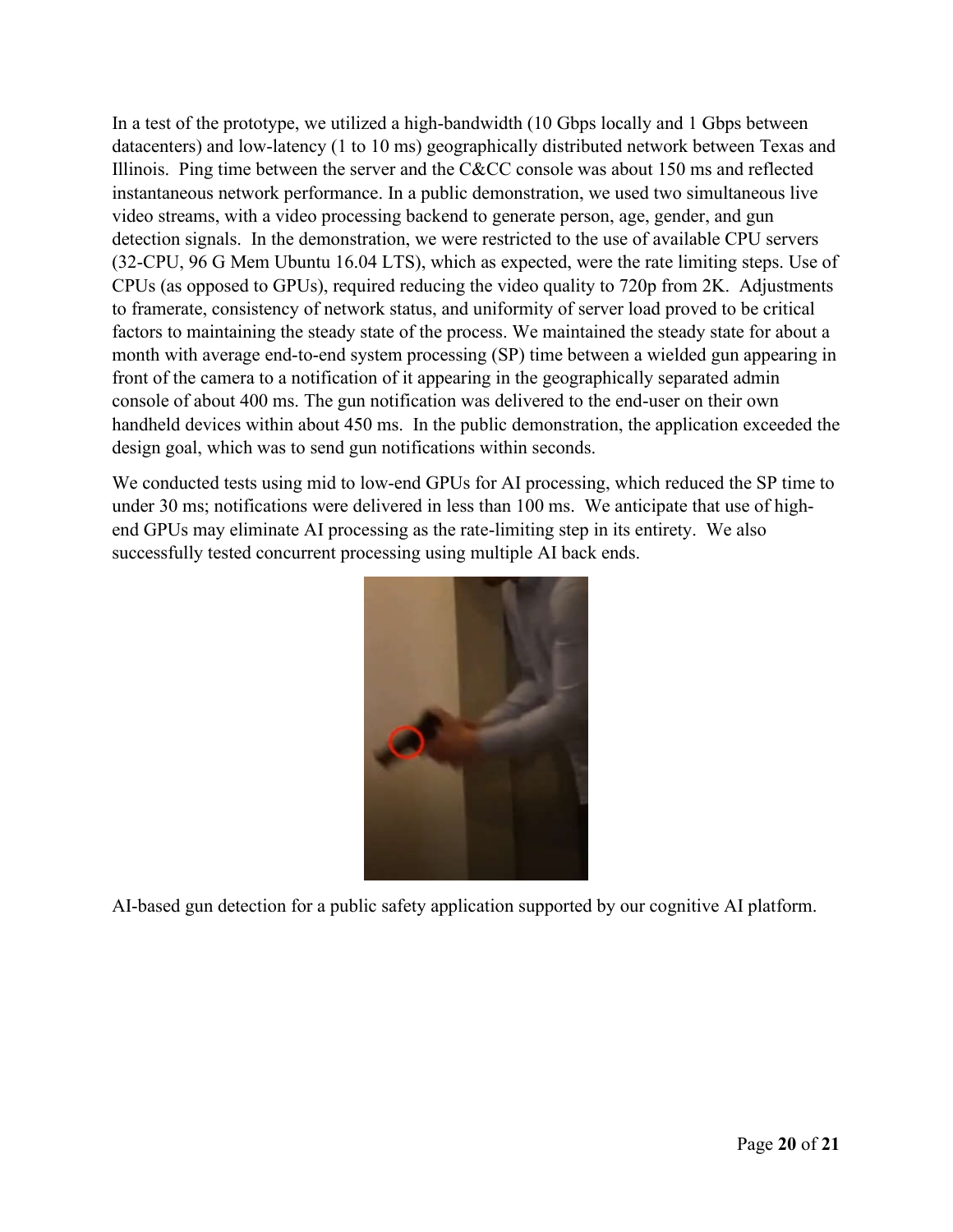In a test of the prototype, we utilized a high-bandwidth (10 Gbps locally and 1 Gbps between datacenters) and low-latency (1 to 10 ms) geographically distributed network between Texas and Illinois. Ping time between the server and the C&CC console was about 150 ms and reflected instantaneous network performance. In a public demonstration, we used two simultaneous live video streams, with a video processing backend to generate person, age, gender, and gun detection signals. In the demonstration, we were restricted to the use of available CPU servers (32-CPU, 96 G Mem Ubuntu 16.04 LTS), which as expected, were the rate limiting steps. Use of CPUs (as opposed to GPUs), required reducing the video quality to 720p from 2K. Adjustments to framerate, consistency of network status, and uniformity of server load proved to be critical factors to maintaining the steady state of the process. We maintained the steady state for about a month with average end-to-end system processing (SP) time between a wielded gun appearing in front of the camera to a notification of it appearing in the geographically separated admin console of about 400 ms. The gun notification was delivered to the end-user on their own handheld devices within about 450 ms. In the public demonstration, the application exceeded the design goal, which was to send gun notifications within seconds.

We conducted tests using mid to low-end GPUs for AI processing, which reduced the SP time to under 30 ms; notifications were delivered in less than 100 ms. We anticipate that use of high-end GPUs may eliminate AI processing as the rate-limiting step in its entirety. We also successfully tested concurrent processing using multiple AI back ends.

AI-based gun detection for a public safety application supported by our cognitive AI platform.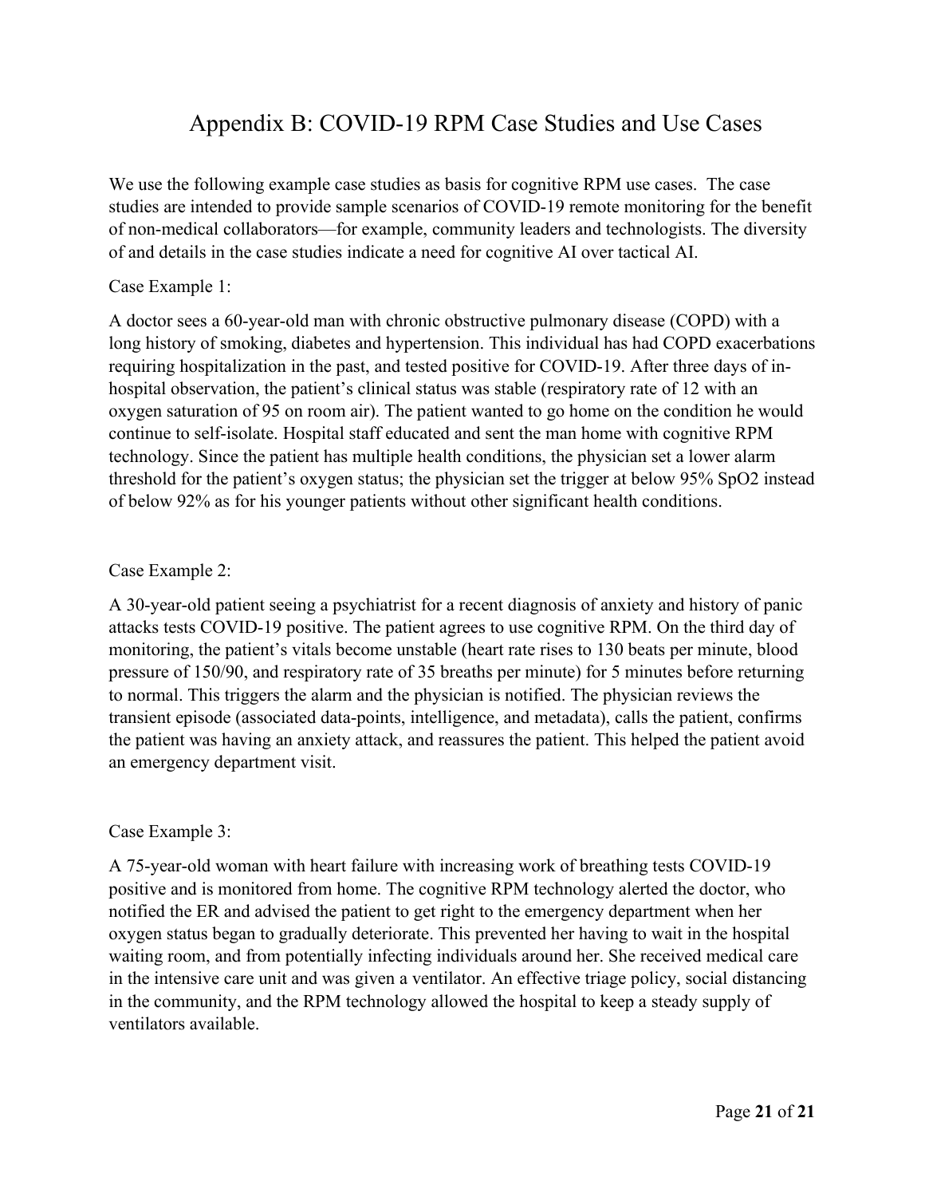# Appendix B: COVID-19 RPM Case Studies and Use Cases

We use the following example case studies as basis for cognitive RPM use cases. The case studies are intended to provide sample scenarios of COVID-19 remote monitoring for the benefit of non-medical collaborators—for example, community leaders and technologists. The diversity of and details in the case studies indicate a need for cognitive AI over tactical AI.

Case Example 1:

A doctor sees a 60-year-old man with chronic obstructive pulmonary disease (COPD) with a long history of smoking, diabetes and hypertension. This individual has had COPD exacerbations requiring hospitalization in the past, and tested positive for COVID-19. After three days of in-hospital observation, the patient's clinical status was stable (respiratory rate of 12 with an oxygen saturation of 95 on room air). The patient wanted to go home on the condition he would continue to self-isolate. Hospital staff educated and sent the man home with cognitive RPM technology. Since the patient has multiple health conditions, the physician set a lower alarm threshold for the patient's oxygen status; the physician set the trigger at below 95% $SpO_2$ instead of below 92% as for his younger patients without other significant health conditions.

Case Example 2:

A 30-year-old patient seeing a psychiatrist for a recent diagnosis of anxiety and history of panic attacks tests COVID-19 positive. The patient agrees to use cognitive RPM. On the third day of monitoring, the patient's vitals become unstable (heart rate rises to 130 beats per minute, blood pressure of 150/90, and respiratory rate of 35 breaths per minute) for 5 minutes before returning to normal. This triggers the alarm and the physician is notified. The physician reviews the transient episode (associated data-points, intelligence, and metadata), calls the patient, confirms the patient was having an anxiety attack, and reassures the patient. This helped the patient avoid an emergency department visit.

Case Example 3:

A 75-year-old woman with heart failure with increasing work of breathing tests COVID-19 positive and is monitored from home. The cognitive RPM technology alerted the doctor, who notified the ER and advised the patient to get right to the emergency department when her oxygen status began to gradually deteriorate. This prevented her having to wait in the hospital waiting room, and from potentially infecting individuals around her. She received medical care in the intensive care unit and was given a ventilator. An effective triage policy, social distancing in the community, and the RPM technology allowed the hospital to keep a steady supply of ventilators available.